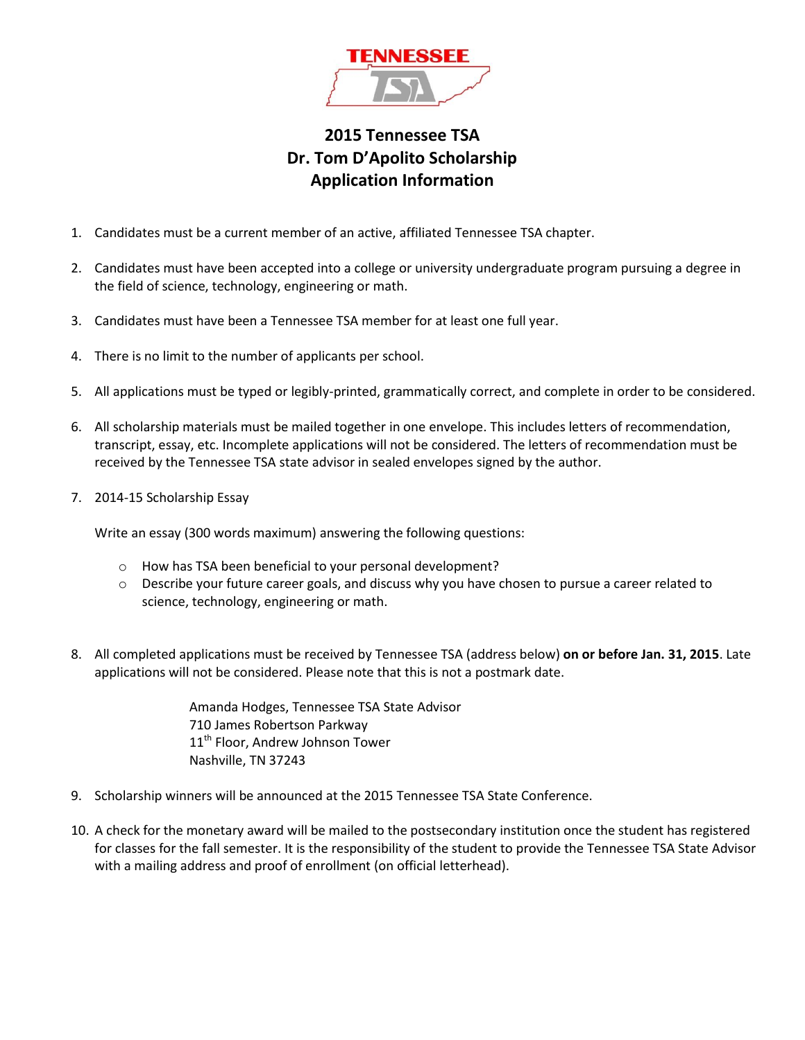# 2015 Tennessee TSA
# Dr. Tom D'Apolito Scholarship
# Application Information

1. Candidates must be a current member of an active, affiliated Tennessee TSA chapter.

2. Candidates must have been accepted into a college or university undergraduate program pursuing a degree in the field of science, technology, engineering or math.

3. Candidates must have been a Tennessee TSA member for at least one full year.

4. There is no limit to the number of applicants per school.

5. All applications must be typed or legibly-printed, grammatically correct, and complete in order to be considered.

6. All scholarship materials must be mailed together in one envelope. This includes letters of recommendation, transcript, essay, etc. Incomplete applications will not be considered. The letters of recommendation must be received by the Tennessee TSA state advisor in sealed envelopes signed by the author.

7. 2014-15 Scholarship Essay

   Write an essay (300 words maximum) answering the following questions:

   - How has TSA been beneficial to your personal development?
   - Describe your future career goals, and discuss why you have chosen to pursue a career related to science, technology, engineering or math.

8. All completed applications must be received by Tennessee TSA (address below) **on or before Jan. 31, 2015**. Late applications will not be considered. Please note that this is not a postmark date.

   Amanda Hodges, Tennessee TSA State Advisor
   710 James Robertson Parkway
   11th Floor, Andrew Johnson Tower
   Nashville, TN 37243

9. Scholarship winners will be announced at the 2015 Tennessee TSA State Conference.

10. A check for the monetary award will be mailed to the postsecondary institution once the student has registered for classes for the fall semester. It is the responsibility of the student to provide the Tennessee TSA State Advisor with a mailing address and proof of enrollment (on official letterhead).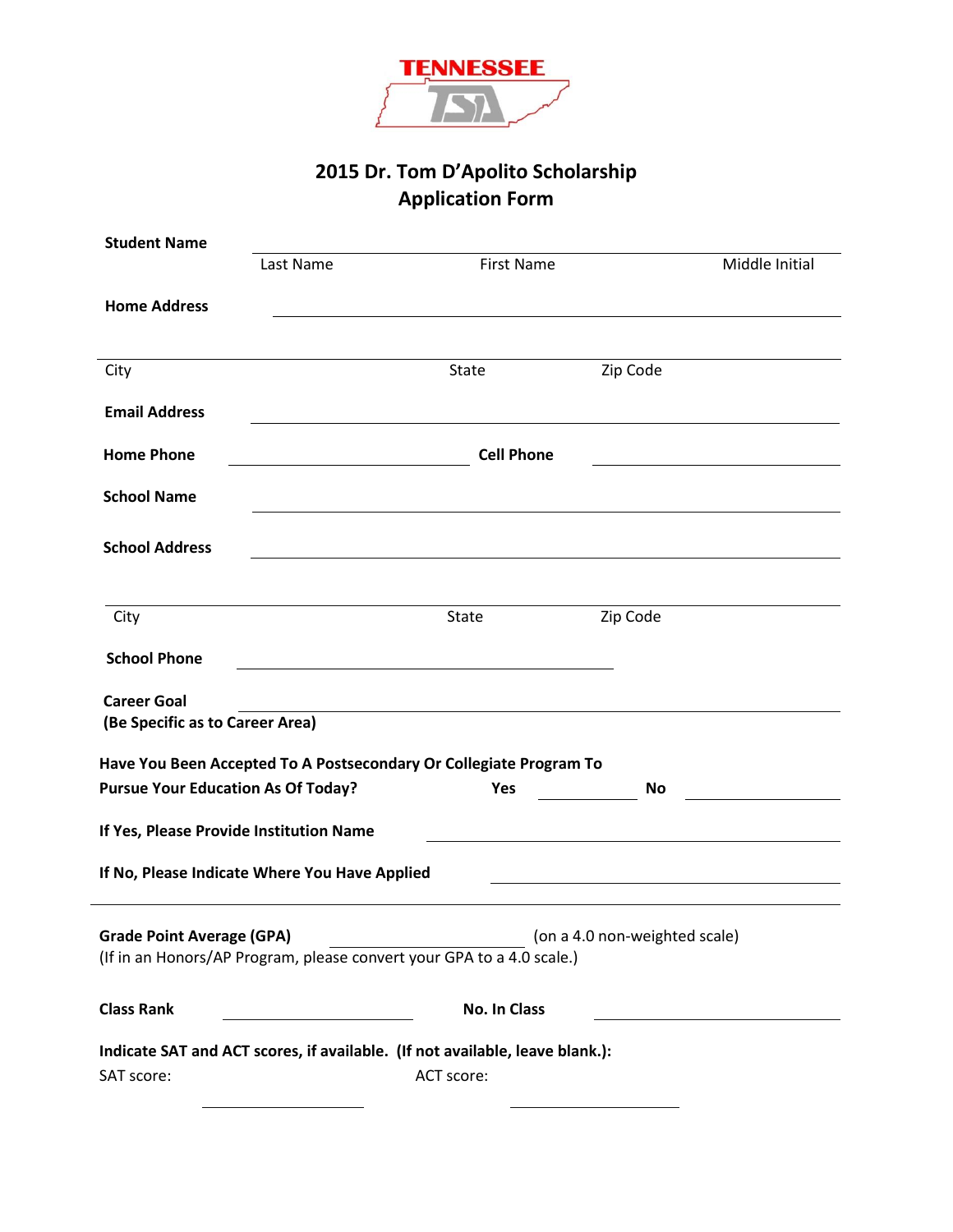TENNESSEE TSA

# 2015 Dr. Tom D'Apolito Scholarship Application Form

**Student Name** ____________________________________________

Last Name First Name Middle Initial

**Home Address** ____________________________________________

____________________________________________

City State Zip Code

**Email Address** ____________________________________________

**Home Phone** ____________________ **Cell Phone** ____________________

**School Name** ____________________________________________

**School Address** ____________________________________________

____________________________________________

City State Zip Code

**School Phone** ____________________________

**Career Goal** ____________________________________________
**(Be Specific as to Career Area)**

**Have You Been Accepted To A Postsecondary Or Collegiate Program To Pursue Your Education As Of Today?** **Yes** __________ **No** __________

**If Yes, Please Provide Institution Name** ____________________________

**If No, Please Indicate Where You Have Applied** ____________________________

---

**Grade Point Average (GPA)** ____________________ (on a 4.0 non-weighted scale)
(If in an Honors/AP Program, please convert your GPA to a 4.0 scale.)

**Class Rank** ____________________ **No. In Class** ____________________

**Indicate SAT and ACT scores, if available. (If not available, leave blank.):**

SAT score: ____________________ ACT score: ____________________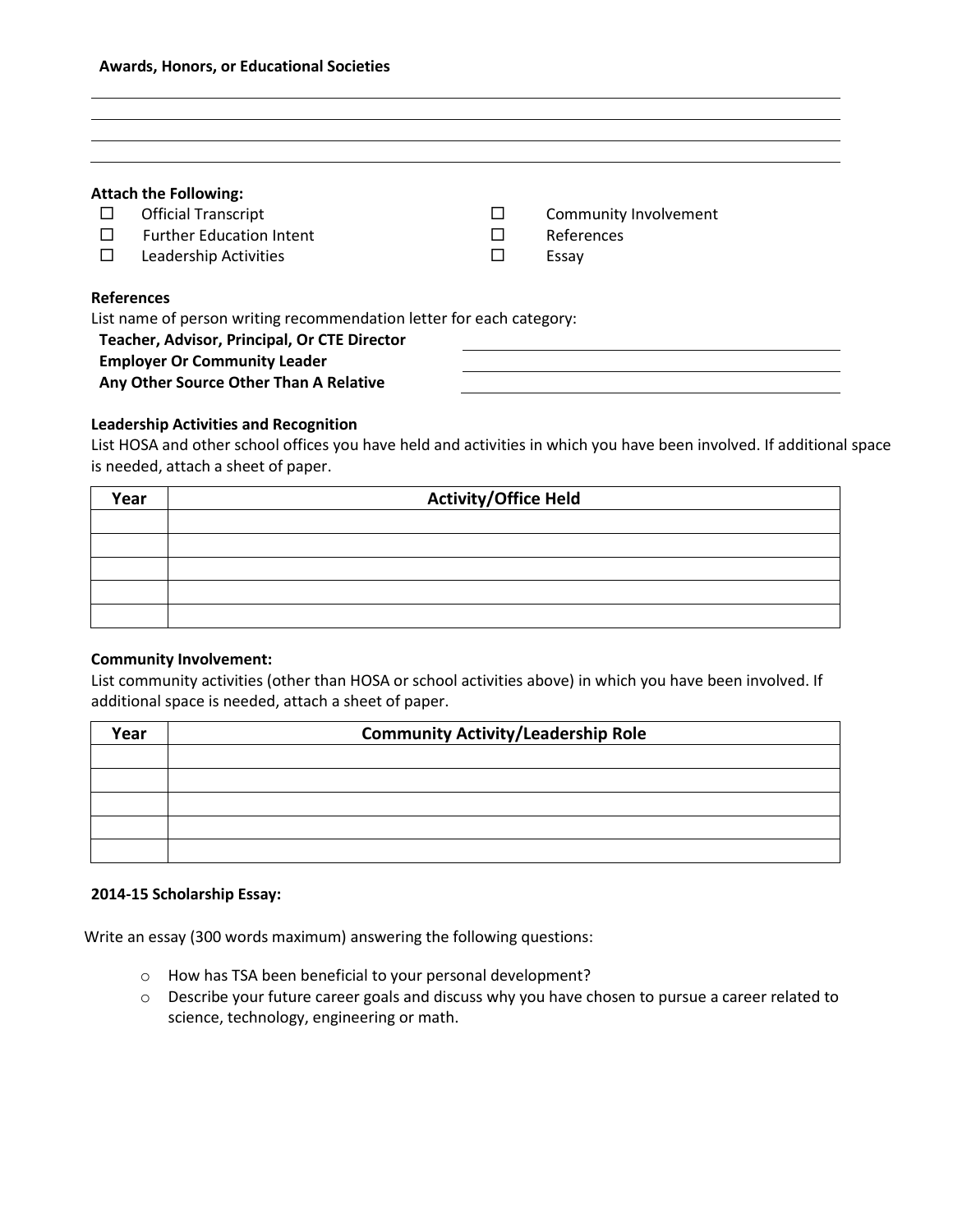**Awards, Honors, or Educational Societies**

\_\_\_\_\_\_\_\_\_\_\_\_\_\_\_\_\_\_\_\_\_\_\_\_\_\_\_\_\_\_\_\_\_\_\_\_\_\_\_\_\_\_\_\_\_\_\_\_\_\_\_\_\_\_\_\_\_\_\_\_\_\_\_\_\_\_\_\_\_\_\_\_\_\_\_\_

\_\_\_\_\_\_\_\_\_\_\_\_\_\_\_\_\_\_\_\_\_\_\_\_\_\_\_\_\_\_\_\_\_\_\_\_\_\_\_\_\_\_\_\_\_\_\_\_\_\_\_\_\_\_\_\_\_\_\_\_\_\_\_\_\_\_\_\_\_\_\_\_\_\_\_\_

\_\_\_\_\_\_\_\_\_\_\_\_\_\_\_\_\_\_\_\_\_\_\_\_\_\_\_\_\_\_\_\_\_\_\_\_\_\_\_\_\_\_\_\_\_\_\_\_\_\_\_\_\_\_\_\_\_\_\_\_\_\_\_\_\_\_\_\_\_\_\_\_\_\_\_\_

\_\_\_\_\_\_\_\_\_\_\_\_\_\_\_\_\_\_\_\_\_\_\_\_\_\_\_\_\_\_\_\_\_\_\_\_\_\_\_\_\_\_\_\_\_\_\_\_\_\_\_\_\_\_\_\_\_\_\_\_\_\_\_\_\_\_\_\_\_\_\_\_\_\_\_\_

**Attach the Following:**

- ☐ Official Transcript
- ☐ Further Education Intent
- ☐ Leadership Activities
- ☐ Community Involvement
- ☐ References
- ☐ Essay

**References**

List name of person writing recommendation letter for each category:

**Teacher, Advisor, Principal, Or CTE Director** \_\_\_\_\_\_\_\_\_\_\_\_\_\_\_\_\_\_\_\_\_\_\_\_\_\_\_\_\_\_\_\_\_\_\_\_

**Employer Or Community Leader** \_\_\_\_\_\_\_\_\_\_\_\_\_\_\_\_\_\_\_\_\_\_\_\_\_\_\_\_\_\_\_\_\_\_\_\_

**Any Other Source Other Than A Relative** \_\_\_\_\_\_\_\_\_\_\_\_\_\_\_\_\_\_\_\_\_\_\_\_\_\_\_\_\_\_\_\_\_\_\_\_

**Leadership Activities and Recognition**

List HOSA and other school offices you have held and activities in which you have been involved. If additional space is needed, attach a sheet of paper.

| Year | Activity/Office Held |
|---|---|
| | |
| | |
| | |
| | |
| | |

**Community Involvement:**

List community activities (other than HOSA or school activities above) in which you have been involved. If additional space is needed, attach a sheet of paper.

| Year | Community Activity/Leadership Role |
|---|---|
| | |
| | |
| | |
| | |
| | |

**2014-15 Scholarship Essay:**

Write an essay (300 words maximum) answering the following questions:

- How has TSA been beneficial to your personal development?
- Describe your future career goals and discuss why you have chosen to pursue a career related to science, technology, engineering or math.